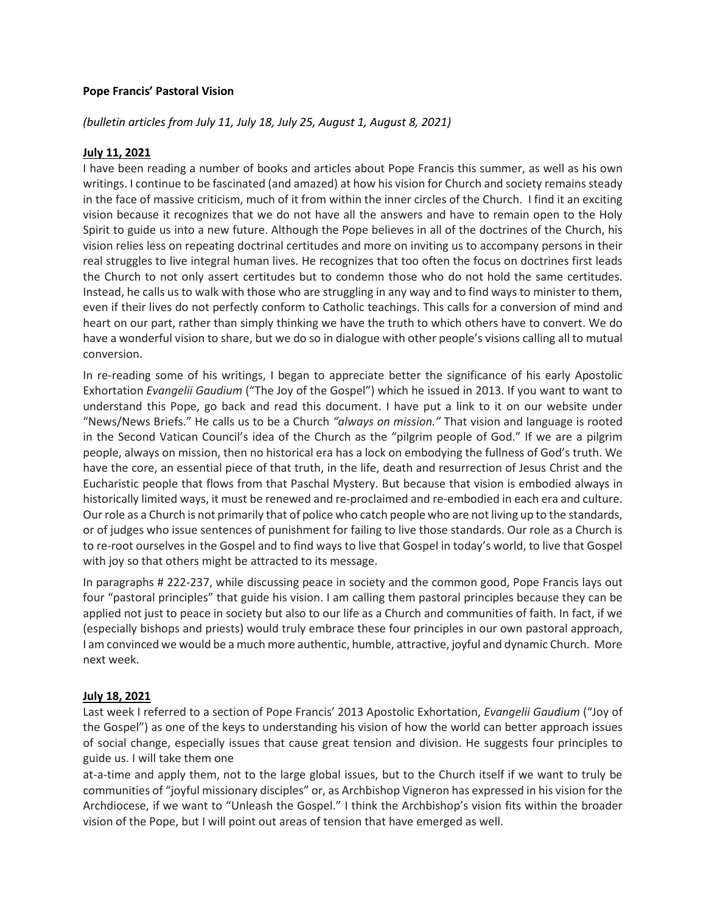**Pope Francis' Pastoral Vision**

*(bulletin articles from July 11, July 18, July 25, August 1, August 8, 2021)*

**July 11, 2021**

I have been reading a number of books and articles about Pope Francis this summer, as well as his own writings. I continue to be fascinated (and amazed) at how his vision for Church and society remains steady in the face of massive criticism, much of it from within the inner circles of the Church. I find it an exciting vision because it recognizes that we do not have all the answers and have to remain open to the Holy Spirit to guide us into a new future. Although the Pope believes in all of the doctrines of the Church, his vision relies less on repeating doctrinal certitudes and more on inviting us to accompany persons in their real struggles to live integral human lives. He recognizes that too often the focus on doctrines first leads the Church to not only assert certitudes but to condemn those who do not hold the same certitudes. Instead, he calls us to walk with those who are struggling in any way and to find ways to minister to them, even if their lives do not perfectly conform to Catholic teachings. This calls for a conversion of mind and heart on our part, rather than simply thinking we have the truth to which others have to convert. We do have a wonderful vision to share, but we do so in dialogue with other people's visions calling all to mutual conversion.

In re-reading some of his writings, I began to appreciate better the significance of his early Apostolic Exhortation *Evangelii Gaudium* ("The Joy of the Gospel") which he issued in 2013. If you want to want to understand this Pope, go back and read this document. I have put a link to it on our website under "News/News Briefs." He calls us to be a Church *"always on mission."* That vision and language is rooted in the Second Vatican Council's idea of the Church as the "pilgrim people of God." If we are a pilgrim people, always on mission, then no historical era has a lock on embodying the fullness of God's truth. We have the core, an essential piece of that truth, in the life, death and resurrection of Jesus Christ and the Eucharistic people that flows from that Paschal Mystery. But because that vision is embodied always in historically limited ways, it must be renewed and re-proclaimed and re-embodied in each era and culture. Our role as a Church is not primarily that of police who catch people who are not living up to the standards, or of judges who issue sentences of punishment for failing to live those standards. Our role as a Church is to re-root ourselves in the Gospel and to find ways to live that Gospel in today's world, to live that Gospel with joy so that others might be attracted to its message.

In paragraphs # 222-237, while discussing peace in society and the common good, Pope Francis lays out four "pastoral principles" that guide his vision. I am calling them pastoral principles because they can be applied not just to peace in society but also to our life as a Church and communities of faith. In fact, if we (especially bishops and priests) would truly embrace these four principles in our own pastoral approach, I am convinced we would be a much more authentic, humble, attractive, joyful and dynamic Church. More next week.

**July 18, 2021**

Last week I referred to a section of Pope Francis' 2013 Apostolic Exhortation, *Evangelii Gaudium* ("Joy of the Gospel") as one of the keys to understanding his vision of how the world can better approach issues of social change, especially issues that cause great tension and division. He suggests four principles to guide us. I will take them one at-a-time and apply them, not to the large global issues, but to the Church itself if we want to truly be communities of "joyful missionary disciples" or, as Archbishop Vigneron has expressed in his vision for the Archdiocese, if we want to "Unleash the Gospel." I think the Archbishop's vision fits within the broader vision of the Pope, but I will point out areas of tension that have emerged as well.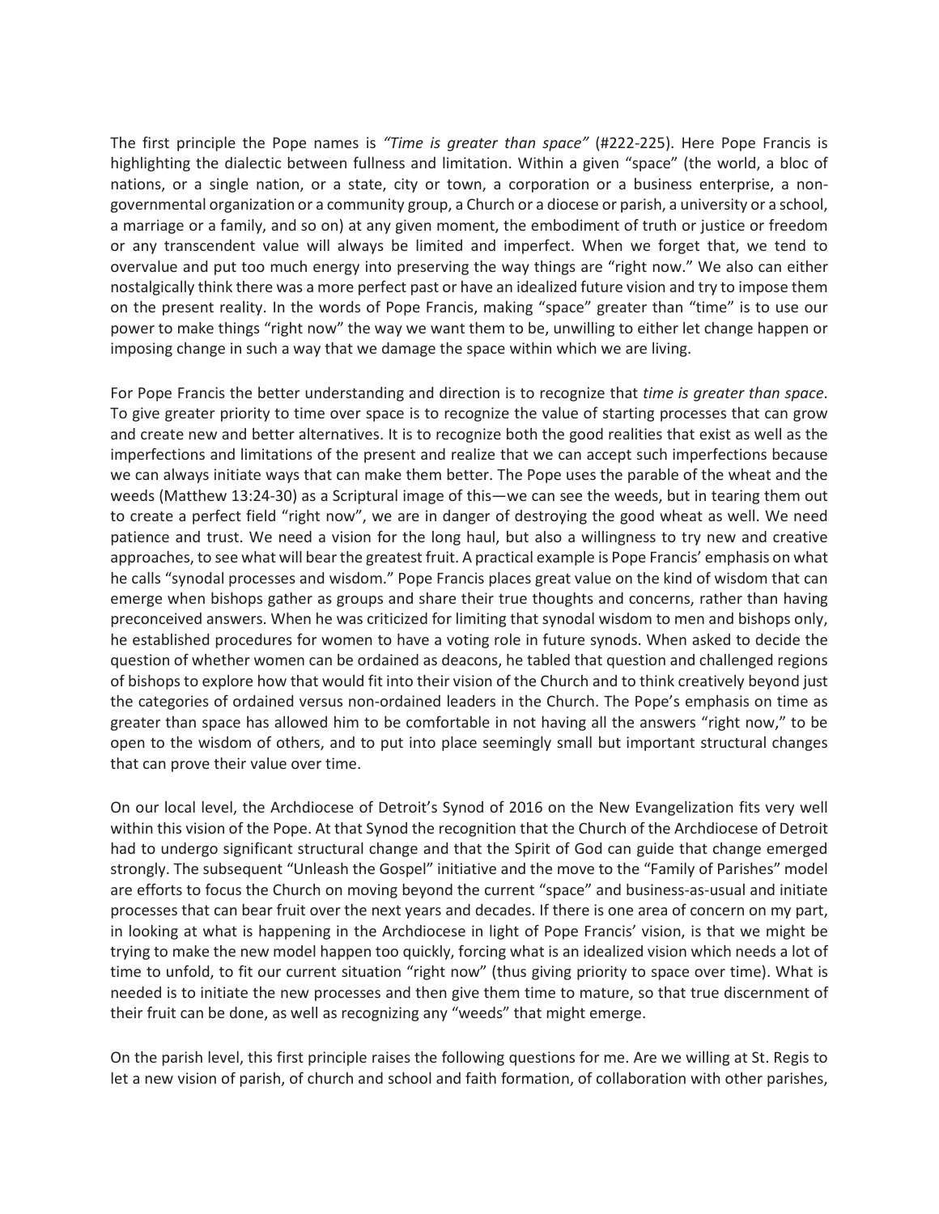The first principle the Pope names is *"Time is greater than space"* (#222-225). Here Pope Francis is highlighting the dialectic between fullness and limitation. Within a given "space" (the world, a bloc of nations, or a single nation, or a state, city or town, a corporation or a business enterprise, a non-governmental organization or a community group, a Church or a diocese or parish, a university or a school, a marriage or a family, and so on) at any given moment, the embodiment of truth or justice or freedom or any transcendent value will always be limited and imperfect. When we forget that, we tend to overvalue and put too much energy into preserving the way things are "right now." We also can either nostalgically think there was a more perfect past or have an idealized future vision and try to impose them on the present reality. In the words of Pope Francis, making "space" greater than "time" is to use our power to make things "right now" the way we want them to be, unwilling to either let change happen or imposing change in such a way that we damage the space within which we are living.

For Pope Francis the better understanding and direction is to recognize that *time is greater than space*. To give greater priority to time over space is to recognize the value of starting processes that can grow and create new and better alternatives. It is to recognize both the good realities that exist as well as the imperfections and limitations of the present and realize that we can accept such imperfections because we can always initiate ways that can make them better. The Pope uses the parable of the wheat and the weeds (Matthew 13:24-30) as a Scriptural image of this—we can see the weeds, but in tearing them out to create a perfect field "right now", we are in danger of destroying the good wheat as well. We need patience and trust. We need a vision for the long haul, but also a willingness to try new and creative approaches, to see what will bear the greatest fruit. A practical example is Pope Francis' emphasis on what he calls "synodal processes and wisdom." Pope Francis places great value on the kind of wisdom that can emerge when bishops gather as groups and share their true thoughts and concerns, rather than having preconceived answers. When he was criticized for limiting that synodal wisdom to men and bishops only, he established procedures for women to have a voting role in future synods. When asked to decide the question of whether women can be ordained as deacons, he tabled that question and challenged regions of bishops to explore how that would fit into their vision of the Church and to think creatively beyond just the categories of ordained versus non-ordained leaders in the Church. The Pope's emphasis on time as greater than space has allowed him to be comfortable in not having all the answers "right now," to be open to the wisdom of others, and to put into place seemingly small but important structural changes that can prove their value over time.

On our local level, the Archdiocese of Detroit's Synod of 2016 on the New Evangelization fits very well within this vision of the Pope. At that Synod the recognition that the Church of the Archdiocese of Detroit had to undergo significant structural change and that the Spirit of God can guide that change emerged strongly. The subsequent "Unleash the Gospel" initiative and the move to the "Family of Parishes" model are efforts to focus the Church on moving beyond the current "space" and business-as-usual and initiate processes that can bear fruit over the next years and decades. If there is one area of concern on my part, in looking at what is happening in the Archdiocese in light of Pope Francis' vision, is that we might be trying to make the new model happen too quickly, forcing what is an idealized vision which needs a lot of time to unfold, to fit our current situation "right now" (thus giving priority to space over time). What is needed is to initiate the new processes and then give them time to mature, so that true discernment of their fruit can be done, as well as recognizing any "weeds" that might emerge.

On the parish level, this first principle raises the following questions for me. Are we willing at St. Regis to let a new vision of parish, of church and school and faith formation, of collaboration with other parishes,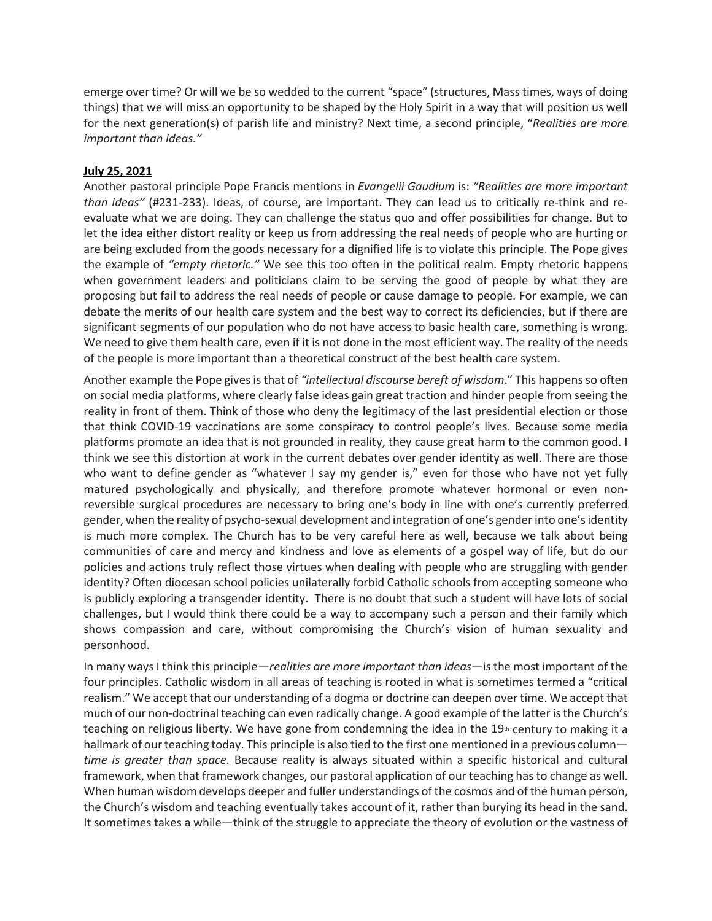emerge over time? Or will we be so wedded to the current "space" (structures, Mass times, ways of doing things) that we will miss an opportunity to be shaped by the Holy Spirit in a way that will position us well for the next generation(s) of parish life and ministry? Next time, a second principle, "*Realities are more important than ideas.*"

**July 25, 2021**

Another pastoral principle Pope Francis mentions in *Evangelii Gaudium* is: *"Realities are more important than ideas"* (#231-233). Ideas, of course, are important. They can lead us to critically re-think and re-evaluate what we are doing. They can challenge the status quo and offer possibilities for change. But to let the idea either distort reality or keep us from addressing the real needs of people who are hurting or are being excluded from the goods necessary for a dignified life is to violate this principle. The Pope gives the example of *"empty rhetoric."* We see this too often in the political realm. Empty rhetoric happens when government leaders and politicians claim to be serving the good of people by what they are proposing but fail to address the real needs of people or cause damage to people. For example, we can debate the merits of our health care system and the best way to correct its deficiencies, but if there are significant segments of our population who do not have access to basic health care, something is wrong. We need to give them health care, even if it is not done in the most efficient way. The reality of the needs of the people is more important than a theoretical construct of the best health care system.

Another example the Pope gives is that of *"intellectual discourse bereft of wisdom*." This happens so often on social media platforms, where clearly false ideas gain great traction and hinder people from seeing the reality in front of them. Think of those who deny the legitimacy of the last presidential election or those that think COVID-19 vaccinations are some conspiracy to control people's lives. Because some media platforms promote an idea that is not grounded in reality, they cause great harm to the common good. I think we see this distortion at work in the current debates over gender identity as well. There are those who want to define gender as "whatever I say my gender is," even for those who have not yet fully matured psychologically and physically, and therefore promote whatever hormonal or even non-reversible surgical procedures are necessary to bring one's body in line with one's currently preferred gender, when the reality of psycho-sexual development and integration of one's gender into one's identity is much more complex. The Church has to be very careful here as well, because we talk about being communities of care and mercy and kindness and love as elements of a gospel way of life, but do our policies and actions truly reflect those virtues when dealing with people who are struggling with gender identity? Often diocesan school policies unilaterally forbid Catholic schools from accepting someone who is publicly exploring a transgender identity. There is no doubt that such a student will have lots of social challenges, but I would think there could be a way to accompany such a person and their family which shows compassion and care, without compromising the Church's vision of human sexuality and personhood.

In many ways I think this principle—*realities are more important than ideas*—is the most important of the four principles. Catholic wisdom in all areas of teaching is rooted in what is sometimes termed a "critical realism." We accept that our understanding of a dogma or doctrine can deepen over time. We accept that much of our non-doctrinal teaching can even radically change. A good example of the latter is the Church's teaching on religious liberty. We have gone from condemning the idea in the 19th century to making it a hallmark of our teaching today. This principle is also tied to the first one mentioned in a previous column—*time is greater than space*. Because reality is always situated within a specific historical and cultural framework, when that framework changes, our pastoral application of our teaching has to change as well. When human wisdom develops deeper and fuller understandings of the cosmos and of the human person, the Church's wisdom and teaching eventually takes account of it, rather than burying its head in the sand. It sometimes takes a while—think of the struggle to appreciate the theory of evolution or the vastness of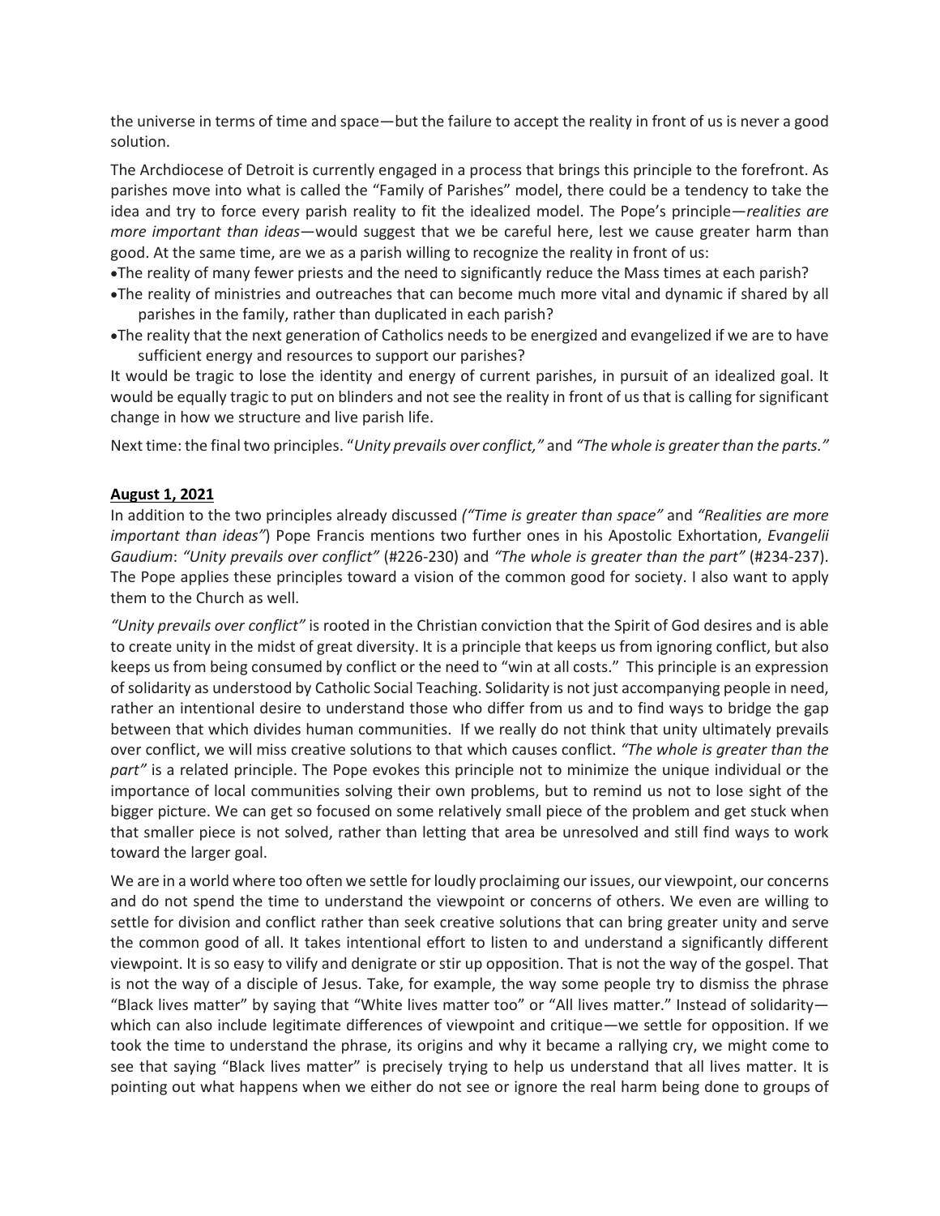the universe in terms of time and space—but the failure to accept the reality in front of us is never a good solution.

The Archdiocese of Detroit is currently engaged in a process that brings this principle to the forefront. As parishes move into what is called the "Family of Parishes" model, there could be a tendency to take the idea and try to force every parish reality to fit the idealized model. The Pope's principle—*realities are more important than ideas*—would suggest that we be careful here, lest we cause greater harm than good. At the same time, are we as a parish willing to recognize the reality in front of us:

- The reality of many fewer priests and the need to significantly reduce the Mass times at each parish?
- The reality of ministries and outreaches that can become much more vital and dynamic if shared by all parishes in the family, rather than duplicated in each parish?
- The reality that the next generation of Catholics needs to be energized and evangelized if we are to have sufficient energy and resources to support our parishes?

It would be tragic to lose the identity and energy of current parishes, in pursuit of an idealized goal. It would be equally tragic to put on blinders and not see the reality in front of us that is calling for significant change in how we structure and live parish life.

Next time: the final two principles. "*Unity prevails over conflict,"* and *"The whole is greater than the parts."*

**August 1, 2021**

In addition to the two principles already discussed *("Time is greater than space"* and *"Realities are more important than ideas"*) Pope Francis mentions two further ones in his Apostolic Exhortation, *Evangelii Gaudium*: *"Unity prevails over conflict"* (#226-230) and *"The whole is greater than the part"* (#234-237). The Pope applies these principles toward a vision of the common good for society. I also want to apply them to the Church as well.

*"Unity prevails over conflict"* is rooted in the Christian conviction that the Spirit of God desires and is able to create unity in the midst of great diversity. It is a principle that keeps us from ignoring conflict, but also keeps us from being consumed by conflict or the need to "win at all costs." This principle is an expression of solidarity as understood by Catholic Social Teaching. Solidarity is not just accompanying people in need, rather an intentional desire to understand those who differ from us and to find ways to bridge the gap between that which divides human communities. If we really do not think that unity ultimately prevails over conflict, we will miss creative solutions to that which causes conflict. *"The whole is greater than the part"* is a related principle. The Pope evokes this principle not to minimize the unique individual or the importance of local communities solving their own problems, but to remind us not to lose sight of the bigger picture. We can get so focused on some relatively small piece of the problem and get stuck when that smaller piece is not solved, rather than letting that area be unresolved and still find ways to work toward the larger goal.

We are in a world where too often we settle for loudly proclaiming our issues, our viewpoint, our concerns and do not spend the time to understand the viewpoint or concerns of others. We even are willing to settle for division and conflict rather than seek creative solutions that can bring greater unity and serve the common good of all. It takes intentional effort to listen to and understand a significantly different viewpoint. It is so easy to vilify and denigrate or stir up opposition. That is not the way of the gospel. That is not the way of a disciple of Jesus. Take, for example, the way some people try to dismiss the phrase "Black lives matter" by saying that "White lives matter too" or "All lives matter." Instead of solidarity—which can also include legitimate differences of viewpoint and critique—we settle for opposition. If we took the time to understand the phrase, its origins and why it became a rallying cry, we might come to see that saying "Black lives matter" is precisely trying to help us understand that all lives matter. It is pointing out what happens when we either do not see or ignore the real harm being done to groups of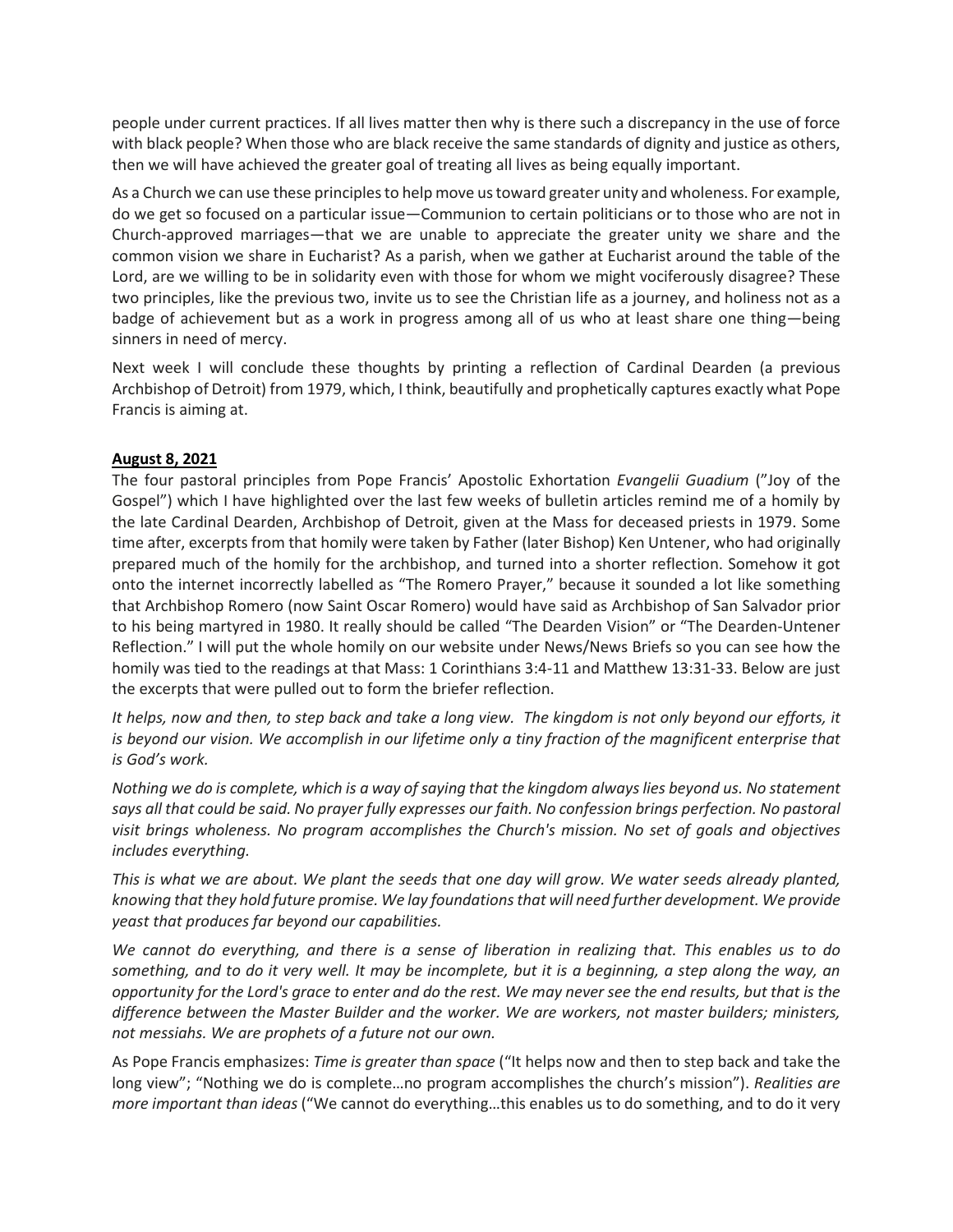people under current practices. If all lives matter then why is there such a discrepancy in the use of force with black people? When those who are black receive the same standards of dignity and justice as others, then we will have achieved the greater goal of treating all lives as being equally important.

As a Church we can use these principles to help move us toward greater unity and wholeness. For example, do we get so focused on a particular issue—Communion to certain politicians or to those who are not in Church-approved marriages—that we are unable to appreciate the greater unity we share and the common vision we share in Eucharist? As a parish, when we gather at Eucharist around the table of the Lord, are we willing to be in solidarity even with those for whom we might vociferously disagree? These two principles, like the previous two, invite us to see the Christian life as a journey, and holiness not as a badge of achievement but as a work in progress among all of us who at least share one thing—being sinners in need of mercy.

Next week I will conclude these thoughts by printing a reflection of Cardinal Dearden (a previous Archbishop of Detroit) from 1979, which, I think, beautifully and prophetically captures exactly what Pope Francis is aiming at.

**August 8, 2021**

The four pastoral principles from Pope Francis' Apostolic Exhortation *Evangelii Guadium* ("Joy of the Gospel") which I have highlighted over the last few weeks of bulletin articles remind me of a homily by the late Cardinal Dearden, Archbishop of Detroit, given at the Mass for deceased priests in 1979. Some time after, excerpts from that homily were taken by Father (later Bishop) Ken Untener, who had originally prepared much of the homily for the archbishop, and turned into a shorter reflection. Somehow it got onto the internet incorrectly labelled as "The Romero Prayer," because it sounded a lot like something that Archbishop Romero (now Saint Oscar Romero) would have said as Archbishop of San Salvador prior to his being martyred in 1980. It really should be called "The Dearden Vision" or "The Dearden-Untener Reflection." I will put the whole homily on our website under News/News Briefs so you can see how the homily was tied to the readings at that Mass: 1 Corinthians 3:4-11 and Matthew 13:31-33. Below are just the excerpts that were pulled out to form the briefer reflection.

*It helps, now and then, to step back and take a long view. The kingdom is not only beyond our efforts, it is beyond our vision. We accomplish in our lifetime only a tiny fraction of the magnificent enterprise that is God's work.*

*Nothing we do is complete, which is a way of saying that the kingdom always lies beyond us. No statement says all that could be said. No prayer fully expresses our faith. No confession brings perfection. No pastoral visit brings wholeness. No program accomplishes the Church's mission. No set of goals and objectives includes everything.*

*This is what we are about. We plant the seeds that one day will grow. We water seeds already planted, knowing that they hold future promise. We lay foundations that will need further development. We provide yeast that produces far beyond our capabilities.*

*We cannot do everything, and there is a sense of liberation in realizing that. This enables us to do something, and to do it very well. It may be incomplete, but it is a beginning, a step along the way, an opportunity for the Lord's grace to enter and do the rest. We may never see the end results, but that is the difference between the Master Builder and the worker. We are workers, not master builders; ministers, not messiahs. We are prophets of a future not our own.*

As Pope Francis emphasizes: *Time is greater than space* ("It helps now and then to step back and take the long view"; "Nothing we do is complete…no program accomplishes the church's mission"). *Realities are more important than ideas* ("We cannot do everything…this enables us to do something, and to do it very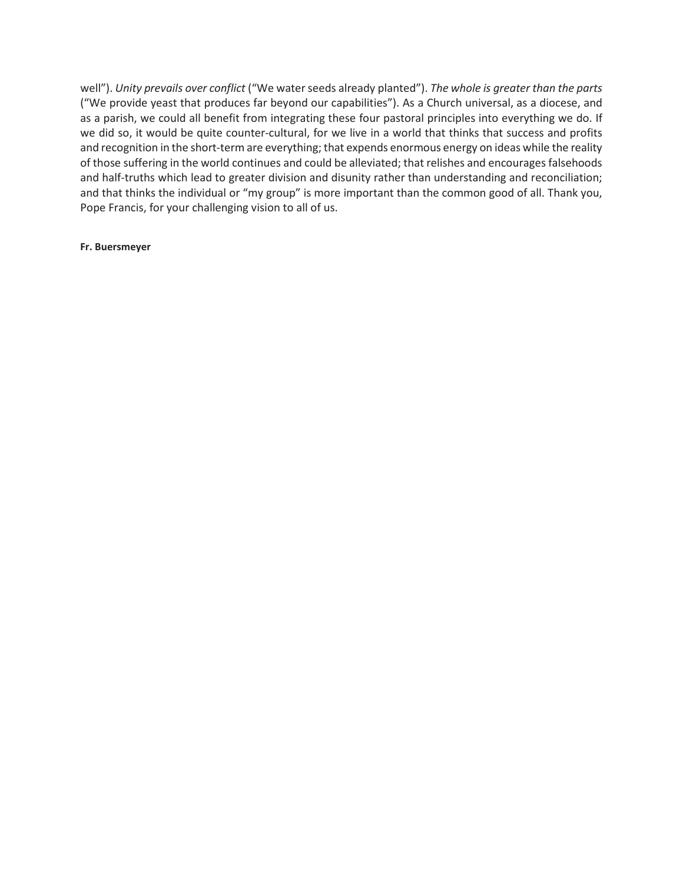well"). *Unity prevails over conflict* ("We water seeds already planted"). *The whole is greater than the parts* ("We provide yeast that produces far beyond our capabilities"). As a Church universal, as a diocese, and as a parish, we could all benefit from integrating these four pastoral principles into everything we do. If we did so, it would be quite counter-cultural, for we live in a world that thinks that success and profits and recognition in the short-term are everything; that expends enormous energy on ideas while the reality of those suffering in the world continues and could be alleviated; that relishes and encourages falsehoods and half-truths which lead to greater division and disunity rather than understanding and reconciliation; and that thinks the individual or "my group" is more important than the common good of all. Thank you, Pope Francis, for your challenging vision to all of us.

**Fr. Buersmeyer**